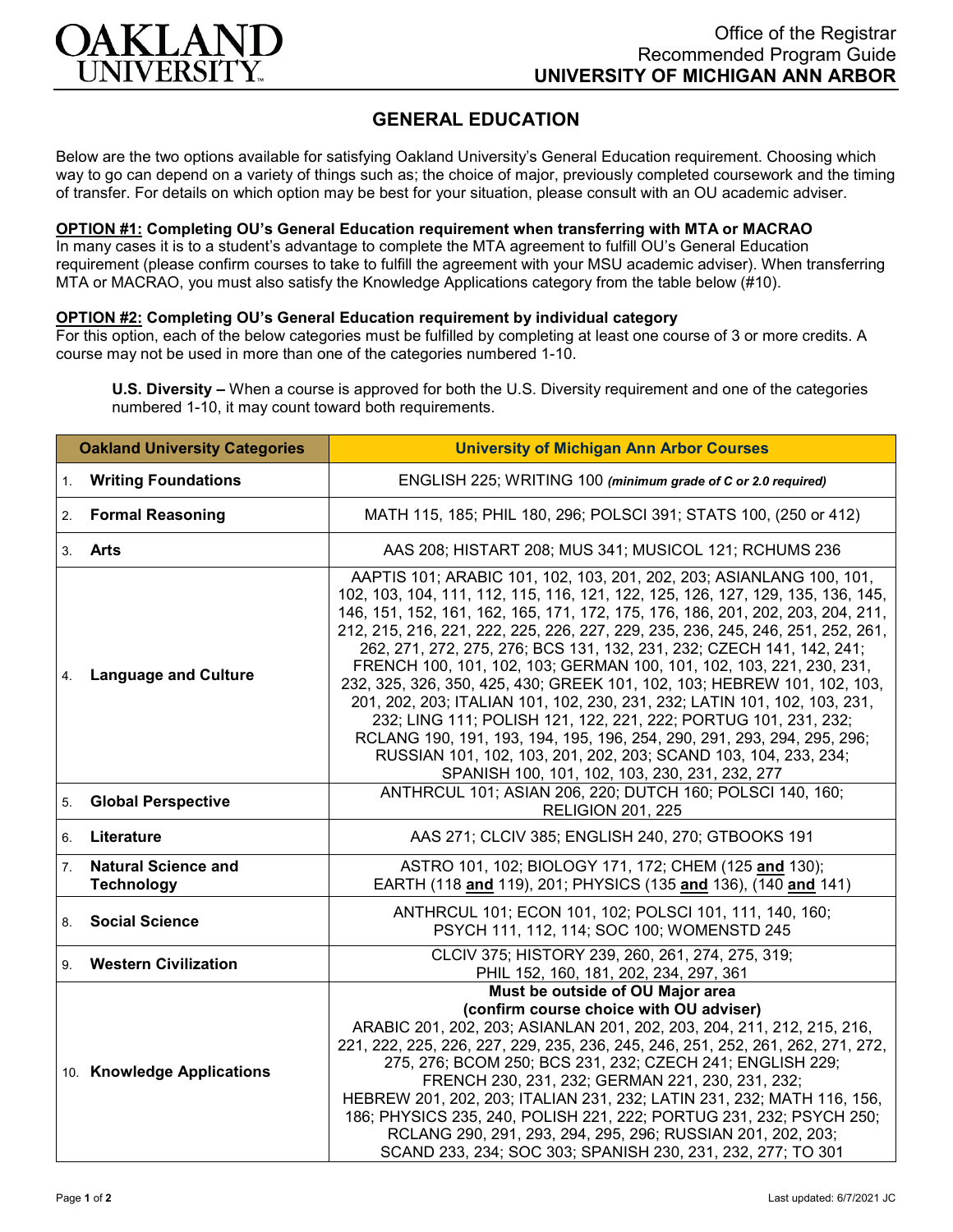Office of the Registrar
Recommended Program Guide
**UNIVERSITY OF MICHIGAN ANN ARBOR**

# GENERAL EDUCATION

Below are the two options available for satisfying Oakland University's General Education requirement. Choosing which way to go can depend on a variety of things such as; the choice of major, previously completed coursework and the timing of transfer. For details on which option may be best for your situation, please consult with an OU academic adviser.

**OPTION #1: Completing OU's General Education requirement when transferring with MTA or MACRAO**
In many cases it is to a student's advantage to complete the MTA agreement to fulfill OU's General Education requirement (please confirm courses to take to fulfill the agreement with your MSU academic adviser). When transferring MTA or MACRAO, you must also satisfy the Knowledge Applications category from the table below (#10).

**OPTION #2: Completing OU's General Education requirement by individual category**
For this option, each of the below categories must be fulfilled by completing at least one course of 3 or more credits. A course may not be used in more than one of the categories numbered 1-10.

**U.S. Diversity –** When a course is approved for both the U.S. Diversity requirement and one of the categories numbered 1-10, it may count toward both requirements.

| Oakland University Categories | University of Michigan Ann Arbor Courses |
|---|---|
| 1. **Writing Foundations** | ENGLISH 225; WRITING 100 ***(minimum grade of C or 2.0 required)*** |
| 2. **Formal Reasoning** | MATH 115, 185; PHIL 180, 296; POLSCI 391; STATS 100, (250 or 412) |
| 3. **Arts** | AAS 208; HISTART 208; MUS 341; MUSICOL 121; RCHUMS 236 |
| 4. **Language and Culture** | AAPTIS 101; ARABIC 101, 102, 103, 201, 202, 203; ASIANLANG 100, 101, 102, 103, 104, 111, 112, 115, 116, 121, 122, 125, 126, 127, 129, 135, 136, 145, 146, 151, 152, 161, 162, 165, 171, 172, 175, 176, 186, 201, 202, 203, 204, 211, 212, 215, 216, 221, 222, 225, 226, 227, 229, 235, 236, 245, 246, 251, 252, 261, 262, 271, 272, 275, 276; BCS 131, 132, 231, 232; CZECH 141, 142, 241; FRENCH 100, 101, 102, 103; GERMAN 100, 101, 102, 103, 221, 230, 231, 232, 325, 326, 350, 425, 430; GREEK 101, 102, 103; HEBREW 101, 102, 103, 201, 202, 203; ITALIAN 101, 102, 230, 231, 232; LATIN 101, 102, 103, 231, 232; LING 111; POLISH 121, 122, 221, 222; PORTUG 101, 231, 232; RCLANG 190, 191, 193, 194, 195, 196, 254, 290, 291, 293, 294, 295, 296; RUSSIAN 101, 102, 103, 201, 202, 203; SCAND 103, 104, 233, 234; SPANISH 100, 101, 102, 103, 230, 231, 232, 277 |
| 5. **Global Perspective** | ANTHRCUL 101; ASIAN 206, 220; DUTCH 160; POLSCI 140, 160; RELIGION 201, 225 |
| 6. **Literature** | AAS 271; CLCIV 385; ENGLISH 240, 270; GTBOOKS 191 |
| 7. **Natural Science and Technology** | ASTRO 101, 102; BIOLOGY 171, 172; CHEM (125 **and** 130); EARTH (118 **and** 119), 201; PHYSICS (135 **and** 136), (140 **and** 141) |
| 8. **Social Science** | ANTHRCUL 101; ECON 101, 102; POLSCI 101, 111, 140, 160; PSYCH 111, 112, 114; SOC 100; WOMENSTD 245 |
| 9. **Western Civilization** | CLCIV 375; HISTORY 239, 260, 261, 274, 275, 319; PHIL 152, 160, 181, 202, 234, 297, 361 |
| 10. **Knowledge Applications** | **Must be outside of OU Major area (confirm course choice with OU adviser)** ARABIC 201, 202, 203; ASIANLAN 201, 202, 203, 204, 211, 212, 215, 216, 221, 222, 225, 226, 227, 229, 235, 236, 245, 246, 251, 252, 261, 262, 271, 272, 275, 276; BCOM 250; BCS 231, 232; CZECH 241; ENGLISH 229; FRENCH 230, 231, 232; GERMAN 221, 230, 231, 232; HEBREW 201, 202, 203; ITALIAN 231, 232; LATIN 231, 232; MATH 116, 156, 186; PHYSICS 235, 240, POLISH 221, 222; PORTUG 231, 232; PSYCH 250; RCLANG 290, 291, 293, 294, 295, 296; RUSSIAN 201, 202, 203; SCAND 233, 234; SOC 303; SPANISH 230, 231, 232, 277; TO 301 |

Last updated: 6/7/2021 JC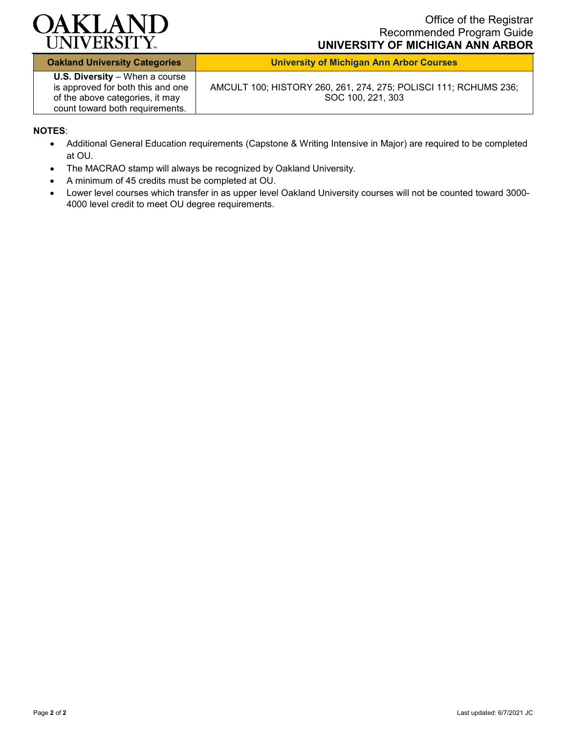| Oakland University Categories | University of Michigan Ann Arbor Courses |
|---|---|
| **U.S. Diversity** – When a course is approved for both this and one of the above categories, it may count toward both requirements. | AMCULT 100; HISTORY 260, 261, 274, 275; POLISCI 111; RCHUMS 236; SOC 100, 221, 303 |

**NOTES**:

- Additional General Education requirements (Capstone & Writing Intensive in Major) are required to be completed at OU.
- The MACRAO stamp will always be recognized by Oakland University.
- A minimum of 45 credits must be completed at OU.
- Lower level courses which transfer in as upper level Oakland University courses will not be counted toward 3000-4000 level credit to meet OU degree requirements.